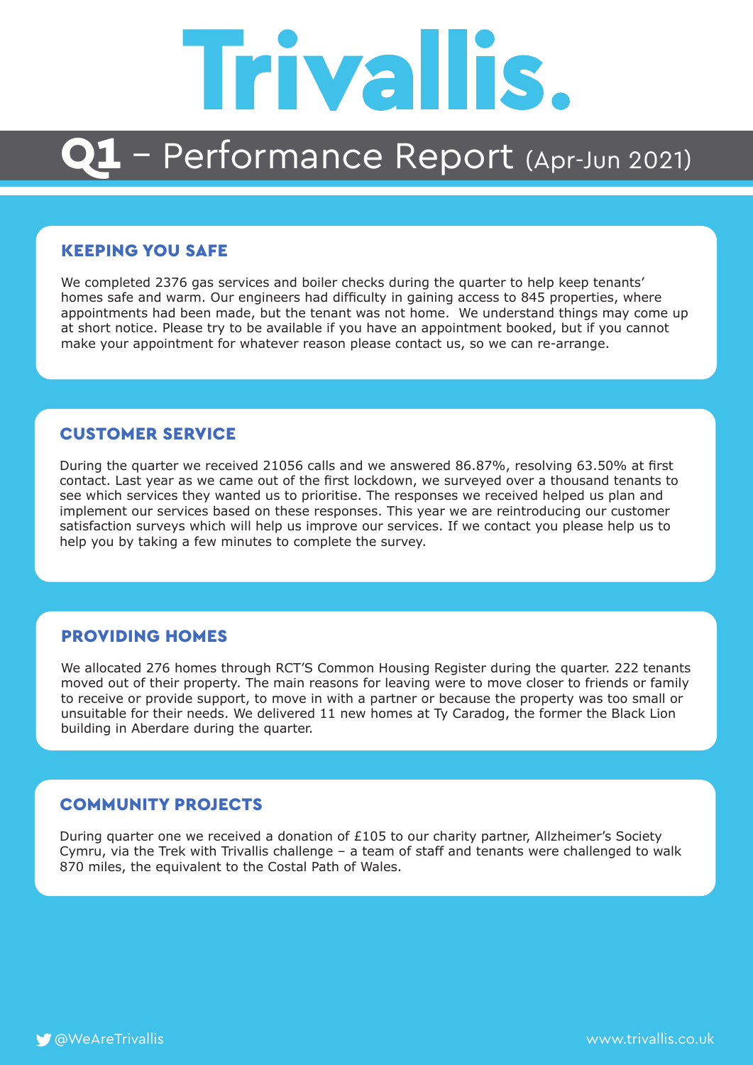# Trivallis.

## Q1 – Performance Report (Apr-Jun 2021)

### KEEPING YOU SAFE

We completed 2376 gas services and boiler checks during the quarter to help keep tenants' homes safe and warm. Our engineers had difficulty in gaining access to 845 properties, where appointments had been made, but the tenant was not home. We understand things may come up at short notice. Please try to be available if you have an appointment booked, but if you cannot make your appointment for whatever reason please contact us, so we can re-arrange.

### CUSTOMER SERVICE

During the quarter we received 21056 calls and we answered 86.87%, resolving 63.50% at first contact. Last year as we came out of the first lockdown, we surveyed over a thousand tenants to see which services they wanted us to prioritise. The responses we received helped us plan and implement our services based on these responses. This year we are reintroducing our customer satisfaction surveys which will help us improve our services. If we contact you please help us to help you by taking a few minutes to complete the survey.

### PROVIDING HOMES

We allocated 276 homes through RCT'S Common Housing Register during the quarter. 222 tenants moved out of their property. The main reasons for leaving were to move closer to friends or family to receive or provide support, to move in with a partner or because the property was too small or unsuitable for their needs. We delivered 11 new homes at Ty Caradog, the former the Black Lion building in Aberdare during the quarter.

### COMMUNITY PROJECTS

During quarter one we received a donation of £105 to our charity partner, Allzheimer's Society Cymru, via the Trek with Trivallis challenge – a team of staff and tenants were challenged to walk 870 miles, the equivalent to the Costal Path of Wales.

@WeAreTrivallis

www.trivallis.co.uk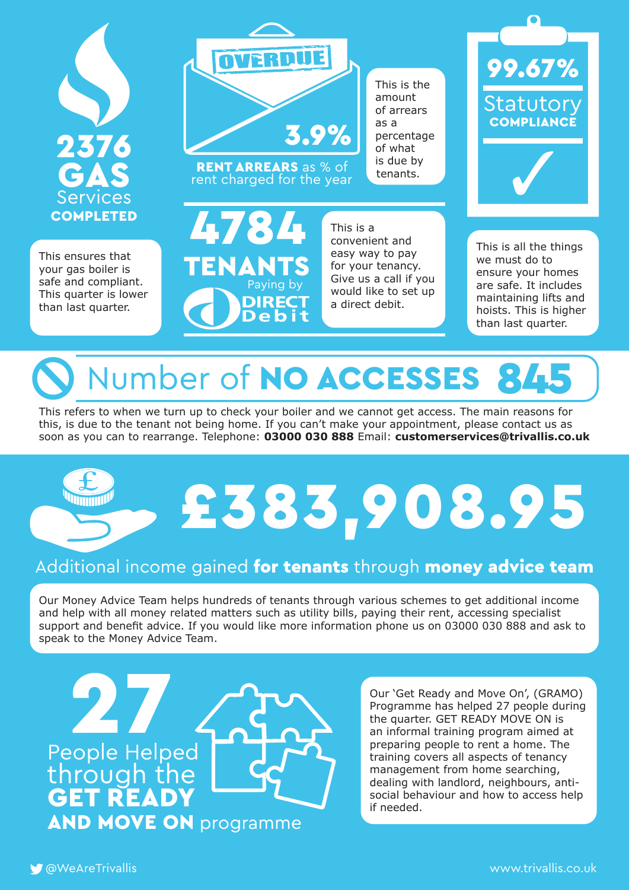**2376 GAS** Services **COMPLETED**

This ensures that your gas boiler is safe and compliant. This quarter is lower than last quarter.

**OVERDUE**

**3.9%**

**RENT ARREARS** as % of rent charged for the year

This is the amount of arrears as a percentage of what is due by tenants.

**4784 TENANTS** Paying by **DIRECT Debit**

This is a convenient and easy way to pay for your tenancy. Give us a call if you would like to set up a direct debit.

**99.67%** Statutory **COMPLIANCE**

This is all the things we must do to ensure your homes are safe. It includes maintaining lifts and hoists. This is higher than last quarter.

## Number of **NO ACCESSES 845**

This refers to when we turn up to check your boiler and we cannot get access. The main reasons for this, is due to the tenant not being home. If you can't make your appointment, please contact us as soon as you can to rearrange. Telephone: **03000 030 888** Email: **customerservices@trivallis.co.uk**

## £383,908.95

Additional income gained **for tenants** through **money advice team**

Our Money Advice Team helps hundreds of tenants through various schemes to get additional income and help with all money related matters such as utility bills, paying their rent, accessing specialist support and benefit advice. If you would like more information phone us on 03000 030 888 and ask to speak to the Money Advice Team.

## 27

People Helped through the **GET READY AND MOVE ON** programme

Our 'Get Ready and Move On', (GRAMO) Programme has helped 27 people during the quarter. GET READY MOVE ON is an informal training program aimed at preparing people to rent a home. The training covers all aspects of tenancy management from home searching, dealing with landlord, neighbours, anti-social behaviour and how to access help if needed.

@WeAreTrivallis

www.trivallis.co.uk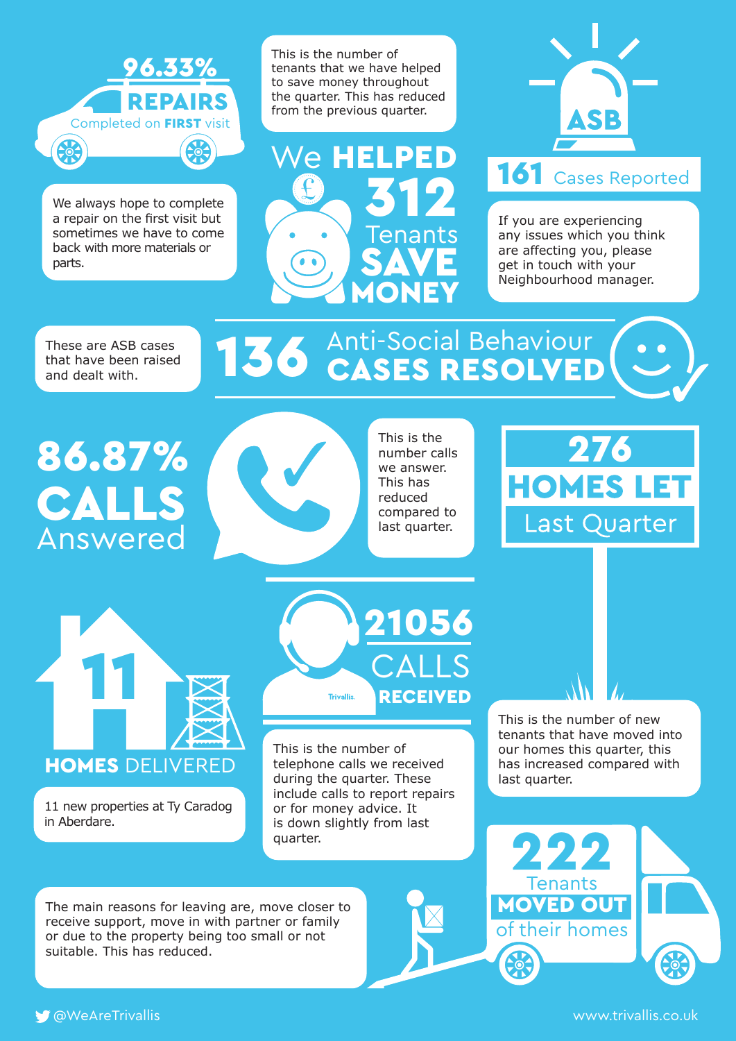**96.33% REPAIRS** Completed on **FIRST** visit

We always hope to complete a repair on the first visit but sometimes we have to come back with more materials or parts.

This is the number of tenants that we have helped to save money throughout the quarter. This has reduced from the previous quarter.

We **HELPED 312** Tenants **SAVE MONEY**

**ASB**

**161** Cases Reported

If you are experiencing any issues which you think are affecting you, please get in touch with your Neighbourhood manager.

These are ASB cases that have been raised and dealt with.

**136** Anti-Social Behaviour **CASES RESOLVED**

**86.87% CALLS** Answered

This is the number calls we answer. This has reduced compared to last quarter.

**276 HOMES LET** Last Quarter

**11 HOMES** DELIVERED

11 new properties at Ty Caradog in Aberdare.

**21056** CALLS **RECEIVED**

Trivallis.

This is the number of telephone calls we received during the quarter. These include calls to report repairs or for money advice. It is down slightly from last quarter.

This is the number of new tenants that have moved into our homes this quarter, this has increased compared with last quarter.

The main reasons for leaving are, move closer to receive support, move in with partner or family or due to the property being too small or not suitable. This has reduced.

**222** Tenants **MOVED OUT** of their homes

@WeAreTrivallis

www.trivallis.co.uk